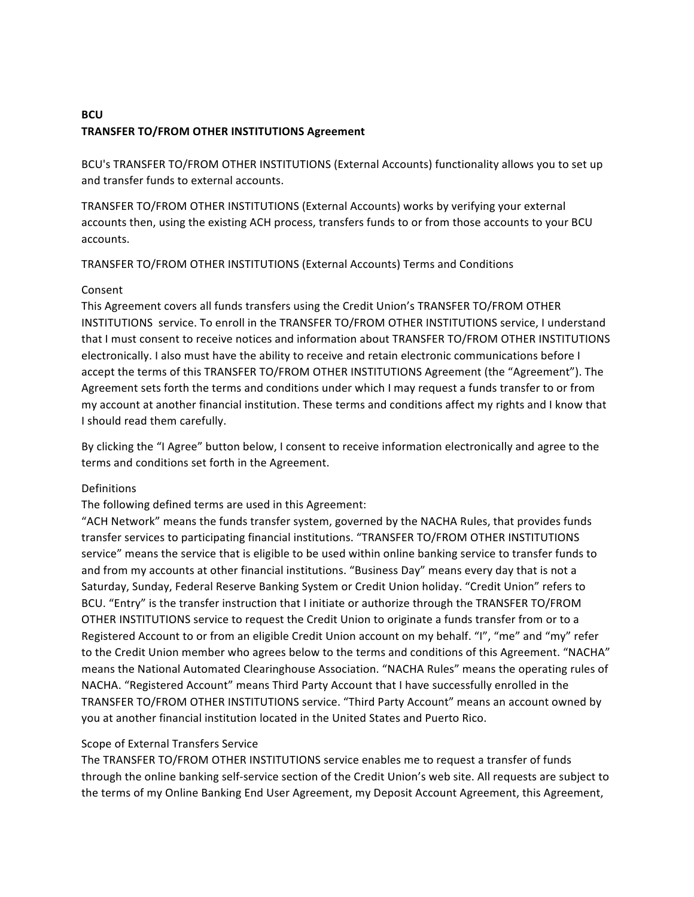**BCU**
**TRANSFER TO/FROM OTHER INSTITUTIONS Agreement**

BCU's TRANSFER TO/FROM OTHER INSTITUTIONS (External Accounts) functionality allows you to set up and transfer funds to external accounts.

TRANSFER TO/FROM OTHER INSTITUTIONS (External Accounts) works by verifying your external accounts then, using the existing ACH process, transfers funds to or from those accounts to your BCU accounts.

TRANSFER TO/FROM OTHER INSTITUTIONS (External Accounts) Terms and Conditions

Consent
This Agreement covers all funds transfers using the Credit Union's TRANSFER TO/FROM OTHER INSTITUTIONS service. To enroll in the TRANSFER TO/FROM OTHER INSTITUTIONS service, I understand that I must consent to receive notices and information about TRANSFER TO/FROM OTHER INSTITUTIONS electronically. I also must have the ability to receive and retain electronic communications before I accept the terms of this TRANSFER TO/FROM OTHER INSTITUTIONS Agreement (the "Agreement"). The Agreement sets forth the terms and conditions under which I may request a funds transfer to or from my account at another financial institution. These terms and conditions affect my rights and I know that I should read them carefully.

By clicking the "I Agree" button below, I consent to receive information electronically and agree to the terms and conditions set forth in the Agreement.

Definitions
The following defined terms are used in this Agreement:
"ACH Network" means the funds transfer system, governed by the NACHA Rules, that provides funds transfer services to participating financial institutions. "TRANSFER TO/FROM OTHER INSTITUTIONS service" means the service that is eligible to be used within online banking service to transfer funds to and from my accounts at other financial institutions. "Business Day" means every day that is not a Saturday, Sunday, Federal Reserve Banking System or Credit Union holiday. "Credit Union" refers to BCU. "Entry" is the transfer instruction that I initiate or authorize through the TRANSFER TO/FROM OTHER INSTITUTIONS service to request the Credit Union to originate a funds transfer from or to a Registered Account to or from an eligible Credit Union account on my behalf. "I", "me" and "my" refer to the Credit Union member who agrees below to the terms and conditions of this Agreement. "NACHA" means the National Automated Clearinghouse Association. "NACHA Rules" means the operating rules of NACHA. "Registered Account" means Third Party Account that I have successfully enrolled in the TRANSFER TO/FROM OTHER INSTITUTIONS service. "Third Party Account" means an account owned by you at another financial institution located in the United States and Puerto Rico.

Scope of External Transfers Service
The TRANSFER TO/FROM OTHER INSTITUTIONS service enables me to request a transfer of funds through the online banking self-service section of the Credit Union's web site. All requests are subject to the terms of my Online Banking End User Agreement, my Deposit Account Agreement, this Agreement,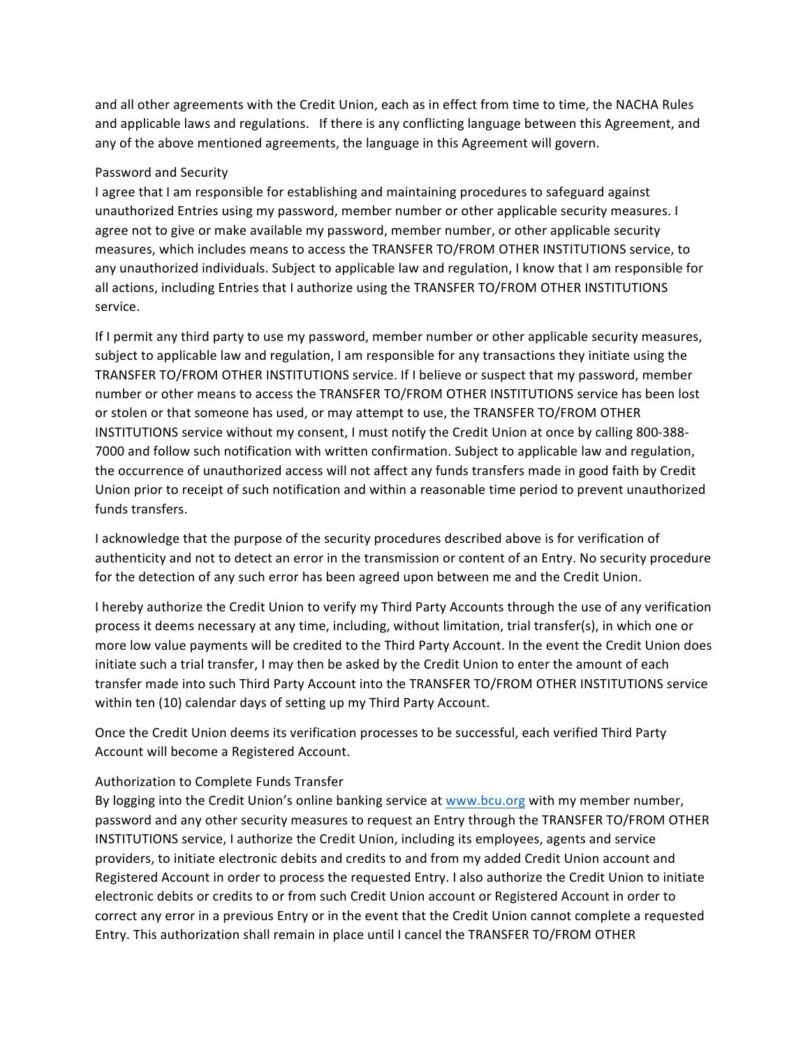and all other agreements with the Credit Union, each as in effect from time to time, the NACHA Rules and applicable laws and regulations. If there is any conflicting language between this Agreement, and any of the above mentioned agreements, the language in this Agreement will govern.

### Password and Security

I agree that I am responsible for establishing and maintaining procedures to safeguard against unauthorized Entries using my password, member number or other applicable security measures. I agree not to give or make available my password, member number, or other applicable security measures, which includes means to access the TRANSFER TO/FROM OTHER INSTITUTIONS service, to any unauthorized individuals. Subject to applicable law and regulation, I know that I am responsible for all actions, including Entries that I authorize using the TRANSFER TO/FROM OTHER INSTITUTIONS service.

If I permit any third party to use my password, member number or other applicable security measures, subject to applicable law and regulation, I am responsible for any transactions they initiate using the TRANSFER TO/FROM OTHER INSTITUTIONS service. If I believe or suspect that my password, member number or other means to access the TRANSFER TO/FROM OTHER INSTITUTIONS service has been lost or stolen or that someone has used, or may attempt to use, the TRANSFER TO/FROM OTHER INSTITUTIONS service without my consent, I must notify the Credit Union at once by calling 800-388-7000 and follow such notification with written confirmation. Subject to applicable law and regulation, the occurrence of unauthorized access will not affect any funds transfers made in good faith by Credit Union prior to receipt of such notification and within a reasonable time period to prevent unauthorized funds transfers.

I acknowledge that the purpose of the security procedures described above is for verification of authenticity and not to detect an error in the transmission or content of an Entry. No security procedure for the detection of any such error has been agreed upon between me and the Credit Union.

I hereby authorize the Credit Union to verify my Third Party Accounts through the use of any verification process it deems necessary at any time, including, without limitation, trial transfer(s), in which one or more low value payments will be credited to the Third Party Account. In the event the Credit Union does initiate such a trial transfer, I may then be asked by the Credit Union to enter the amount of each transfer made into such Third Party Account into the TRANSFER TO/FROM OTHER INSTITUTIONS service within ten (10) calendar days of setting up my Third Party Account.

Once the Credit Union deems its verification processes to be successful, each verified Third Party Account will become a Registered Account.

### Authorization to Complete Funds Transfer

By logging into the Credit Union's online banking service at [www.bcu.org](http://www.bcu.org) with my member number, password and any other security measures to request an Entry through the TRANSFER TO/FROM OTHER INSTITUTIONS service, I authorize the Credit Union, including its employees, agents and service providers, to initiate electronic debits and credits to and from my added Credit Union account and Registered Account in order to process the requested Entry. I also authorize the Credit Union to initiate electronic debits or credits to or from such Credit Union account or Registered Account in order to correct any error in a previous Entry or in the event that the Credit Union cannot complete a requested Entry. This authorization shall remain in place until I cancel the TRANSFER TO/FROM OTHER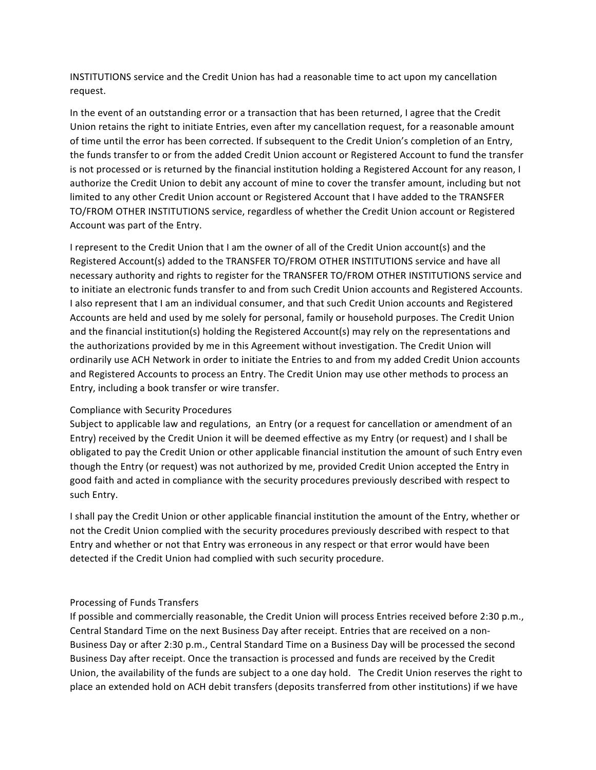INSTITUTIONS service and the Credit Union has had a reasonable time to act upon my cancellation request.

In the event of an outstanding error or a transaction that has been returned, I agree that the Credit Union retains the right to initiate Entries, even after my cancellation request, for a reasonable amount of time until the error has been corrected. If subsequent to the Credit Union's completion of an Entry, the funds transfer to or from the added Credit Union account or Registered Account to fund the transfer is not processed or is returned by the financial institution holding a Registered Account for any reason, I authorize the Credit Union to debit any account of mine to cover the transfer amount, including but not limited to any other Credit Union account or Registered Account that I have added to the TRANSFER TO/FROM OTHER INSTITUTIONS service, regardless of whether the Credit Union account or Registered Account was part of the Entry.

I represent to the Credit Union that I am the owner of all of the Credit Union account(s) and the Registered Account(s) added to the TRANSFER TO/FROM OTHER INSTITUTIONS service and have all necessary authority and rights to register for the TRANSFER TO/FROM OTHER INSTITUTIONS service and to initiate an electronic funds transfer to and from such Credit Union accounts and Registered Accounts. I also represent that I am an individual consumer, and that such Credit Union accounts and Registered Accounts are held and used by me solely for personal, family or household purposes. The Credit Union and the financial institution(s) holding the Registered Account(s) may rely on the representations and the authorizations provided by me in this Agreement without investigation. The Credit Union will ordinarily use ACH Network in order to initiate the Entries to and from my added Credit Union accounts and Registered Accounts to process an Entry. The Credit Union may use other methods to process an Entry, including a book transfer or wire transfer.

## Compliance with Security Procedures

Subject to applicable law and regulations, an Entry (or a request for cancellation or amendment of an Entry) received by the Credit Union it will be deemed effective as my Entry (or request) and I shall be obligated to pay the Credit Union or other applicable financial institution the amount of such Entry even though the Entry (or request) was not authorized by me, provided Credit Union accepted the Entry in good faith and acted in compliance with the security procedures previously described with respect to such Entry.

I shall pay the Credit Union or other applicable financial institution the amount of the Entry, whether or not the Credit Union complied with the security procedures previously described with respect to that Entry and whether or not that Entry was erroneous in any respect or that error would have been detected if the Credit Union had complied with such security procedure.

## Processing of Funds Transfers

If possible and commercially reasonable, the Credit Union will process Entries received before 2:30 p.m., Central Standard Time on the next Business Day after receipt. Entries that are received on a non-Business Day or after 2:30 p.m., Central Standard Time on a Business Day will be processed the second Business Day after receipt. Once the transaction is processed and funds are received by the Credit Union, the availability of the funds are subject to a one day hold. The Credit Union reserves the right to place an extended hold on ACH debit transfers (deposits transferred from other institutions) if we have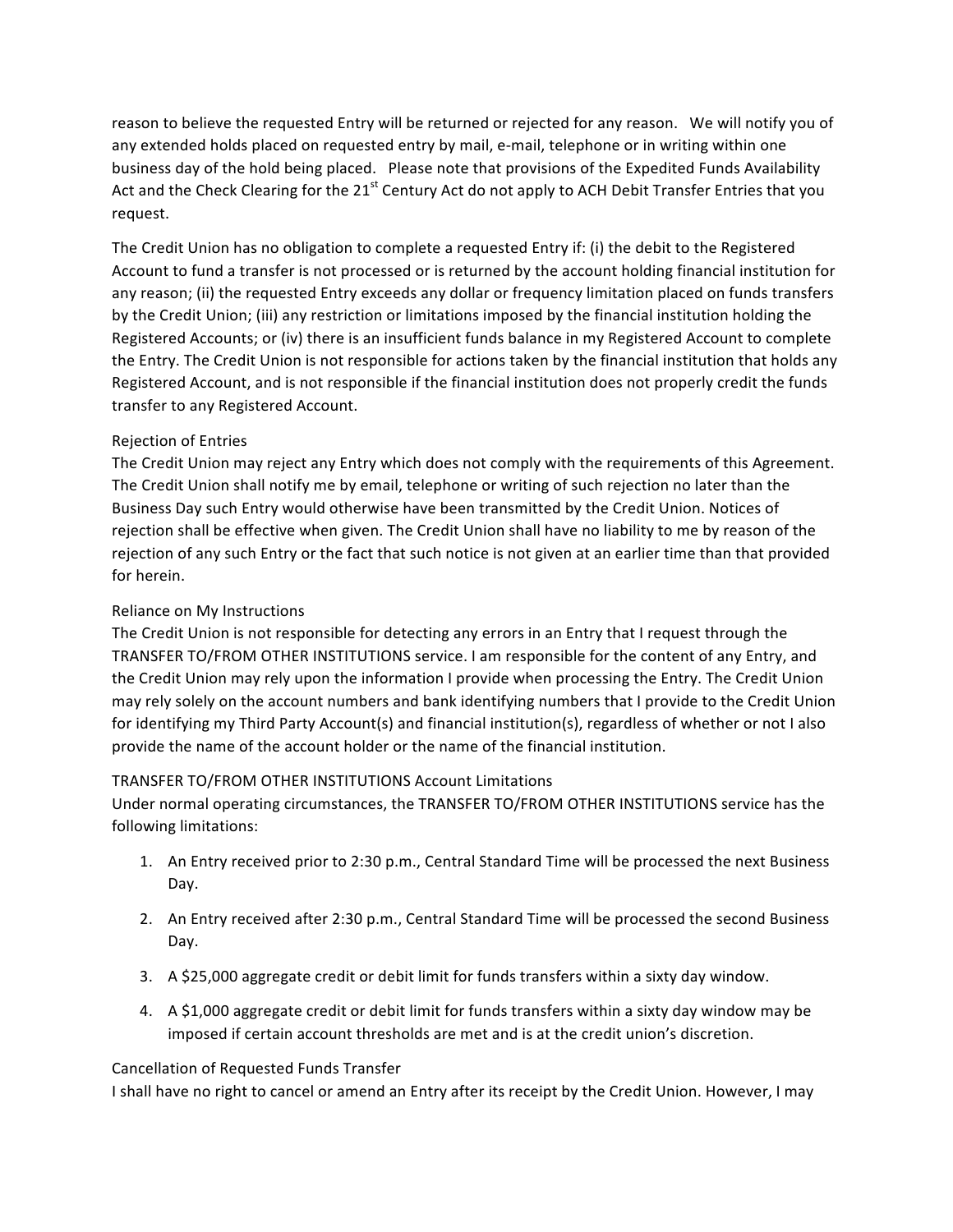reason to believe the requested Entry will be returned or rejected for any reason. We will notify you of any extended holds placed on requested entry by mail, e-mail, telephone or in writing within one business day of the hold being placed. Please note that provisions of the Expedited Funds Availability Act and the Check Clearing for the 21st Century Act do not apply to ACH Debit Transfer Entries that you request.

The Credit Union has no obligation to complete a requested Entry if: (i) the debit to the Registered Account to fund a transfer is not processed or is returned by the account holding financial institution for any reason; (ii) the requested Entry exceeds any dollar or frequency limitation placed on funds transfers by the Credit Union; (iii) any restriction or limitations imposed by the financial institution holding the Registered Accounts; or (iv) there is an insufficient funds balance in my Registered Account to complete the Entry. The Credit Union is not responsible for actions taken by the financial institution that holds any Registered Account, and is not responsible if the financial institution does not properly credit the funds transfer to any Registered Account.

Rejection of Entries

The Credit Union may reject any Entry which does not comply with the requirements of this Agreement. The Credit Union shall notify me by email, telephone or writing of such rejection no later than the Business Day such Entry would otherwise have been transmitted by the Credit Union. Notices of rejection shall be effective when given. The Credit Union shall have no liability to me by reason of the rejection of any such Entry or the fact that such notice is not given at an earlier time than that provided for herein.

Reliance on My Instructions

The Credit Union is not responsible for detecting any errors in an Entry that I request through the TRANSFER TO/FROM OTHER INSTITUTIONS service. I am responsible for the content of any Entry, and the Credit Union may rely upon the information I provide when processing the Entry. The Credit Union may rely solely on the account numbers and bank identifying numbers that I provide to the Credit Union for identifying my Third Party Account(s) and financial institution(s), regardless of whether or not I also provide the name of the account holder or the name of the financial institution.

TRANSFER TO/FROM OTHER INSTITUTIONS Account Limitations

Under normal operating circumstances, the TRANSFER TO/FROM OTHER INSTITUTIONS service has the following limitations:

1. An Entry received prior to 2:30 p.m., Central Standard Time will be processed the next Business Day.
2. An Entry received after 2:30 p.m., Central Standard Time will be processed the second Business Day.
3. A $25,000 aggregate credit or debit limit for funds transfers within a sixty day window.
4. A $1,000 aggregate credit or debit limit for funds transfers within a sixty day window may be imposed if certain account thresholds are met and is at the credit union's discretion.

Cancellation of Requested Funds Transfer

I shall have no right to cancel or amend an Entry after its receipt by the Credit Union. However, I may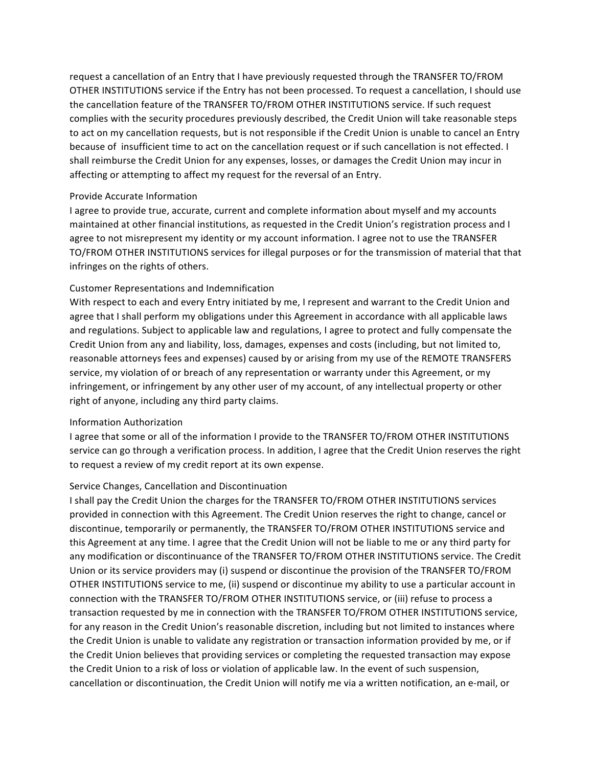request a cancellation of an Entry that I have previously requested through the TRANSFER TO/FROM OTHER INSTITUTIONS service if the Entry has not been processed. To request a cancellation, I should use the cancellation feature of the TRANSFER TO/FROM OTHER INSTITUTIONS service. If such request complies with the security procedures previously described, the Credit Union will take reasonable steps to act on my cancellation requests, but is not responsible if the Credit Union is unable to cancel an Entry because of insufficient time to act on the cancellation request or if such cancellation is not effected. I shall reimburse the Credit Union for any expenses, losses, or damages the Credit Union may incur in affecting or attempting to affect my request for the reversal of an Entry.

### Provide Accurate Information

I agree to provide true, accurate, current and complete information about myself and my accounts maintained at other financial institutions, as requested in the Credit Union's registration process and I agree to not misrepresent my identity or my account information. I agree not to use the TRANSFER TO/FROM OTHER INSTITUTIONS services for illegal purposes or for the transmission of material that that infringes on the rights of others.

### Customer Representations and Indemnification

With respect to each and every Entry initiated by me, I represent and warrant to the Credit Union and agree that I shall perform my obligations under this Agreement in accordance with all applicable laws and regulations. Subject to applicable law and regulations, I agree to protect and fully compensate the Credit Union from any and liability, loss, damages, expenses and costs (including, but not limited to, reasonable attorneys fees and expenses) caused by or arising from my use of the REMOTE TRANSFERS service, my violation of or breach of any representation or warranty under this Agreement, or my infringement, or infringement by any other user of my account, of any intellectual property or other right of anyone, including any third party claims.

### Information Authorization

I agree that some or all of the information I provide to the TRANSFER TO/FROM OTHER INSTITUTIONS service can go through a verification process. In addition, I agree that the Credit Union reserves the right to request a review of my credit report at its own expense.

### Service Changes, Cancellation and Discontinuation

I shall pay the Credit Union the charges for the TRANSFER TO/FROM OTHER INSTITUTIONS services provided in connection with this Agreement. The Credit Union reserves the right to change, cancel or discontinue, temporarily or permanently, the TRANSFER TO/FROM OTHER INSTITUTIONS service and this Agreement at any time. I agree that the Credit Union will not be liable to me or any third party for any modification or discontinuance of the TRANSFER TO/FROM OTHER INSTITUTIONS service. The Credit Union or its service providers may (i) suspend or discontinue the provision of the TRANSFER TO/FROM OTHER INSTITUTIONS service to me, (ii) suspend or discontinue my ability to use a particular account in connection with the TRANSFER TO/FROM OTHER INSTITUTIONS service, or (iii) refuse to process a transaction requested by me in connection with the TRANSFER TO/FROM OTHER INSTITUTIONS service, for any reason in the Credit Union's reasonable discretion, including but not limited to instances where the Credit Union is unable to validate any registration or transaction information provided by me, or if the Credit Union believes that providing services or completing the requested transaction may expose the Credit Union to a risk of loss or violation of applicable law. In the event of such suspension, cancellation or discontinuation, the Credit Union will notify me via a written notification, an e-mail, or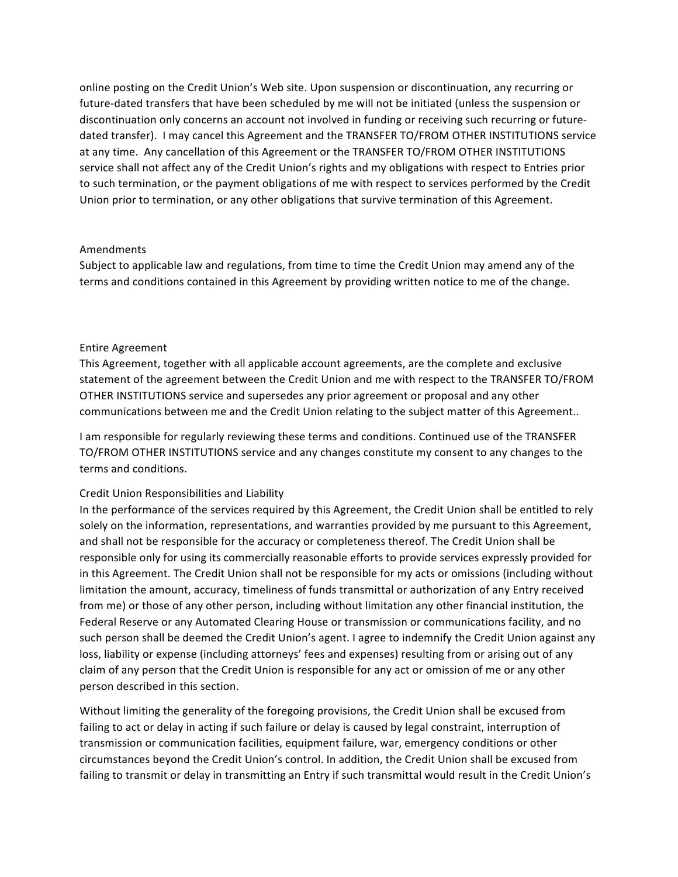online posting on the Credit Union's Web site. Upon suspension or discontinuation, any recurring or future-dated transfers that have been scheduled by me will not be initiated (unless the suspension or discontinuation only concerns an account not involved in funding or receiving such recurring or future-dated transfer). I may cancel this Agreement and the TRANSFER TO/FROM OTHER INSTITUTIONS service at any time. Any cancellation of this Agreement or the TRANSFER TO/FROM OTHER INSTITUTIONS service shall not affect any of the Credit Union's rights and my obligations with respect to Entries prior to such termination, or the payment obligations of me with respect to services performed by the Credit Union prior to termination, or any other obligations that survive termination of this Agreement.

## Amendments

Subject to applicable law and regulations, from time to time the Credit Union may amend any of the terms and conditions contained in this Agreement by providing written notice to me of the change.

## Entire Agreement

This Agreement, together with all applicable account agreements, are the complete and exclusive statement of the agreement between the Credit Union and me with respect to the TRANSFER TO/FROM OTHER INSTITUTIONS service and supersedes any prior agreement or proposal and any other communications between me and the Credit Union relating to the subject matter of this Agreement..

I am responsible for regularly reviewing these terms and conditions. Continued use of the TRANSFER TO/FROM OTHER INSTITUTIONS service and any changes constitute my consent to any changes to the terms and conditions.

## Credit Union Responsibilities and Liability

In the performance of the services required by this Agreement, the Credit Union shall be entitled to rely solely on the information, representations, and warranties provided by me pursuant to this Agreement, and shall not be responsible for the accuracy or completeness thereof. The Credit Union shall be responsible only for using its commercially reasonable efforts to provide services expressly provided for in this Agreement. The Credit Union shall not be responsible for my acts or omissions (including without limitation the amount, accuracy, timeliness of funds transmittal or authorization of any Entry received from me) or those of any other person, including without limitation any other financial institution, the Federal Reserve or any Automated Clearing House or transmission or communications facility, and no such person shall be deemed the Credit Union's agent. I agree to indemnify the Credit Union against any loss, liability or expense (including attorneys' fees and expenses) resulting from or arising out of any claim of any person that the Credit Union is responsible for any act or omission of me or any other person described in this section.

Without limiting the generality of the foregoing provisions, the Credit Union shall be excused from failing to act or delay in acting if such failure or delay is caused by legal constraint, interruption of transmission or communication facilities, equipment failure, war, emergency conditions or other circumstances beyond the Credit Union's control. In addition, the Credit Union shall be excused from failing to transmit or delay in transmitting an Entry if such transmittal would result in the Credit Union's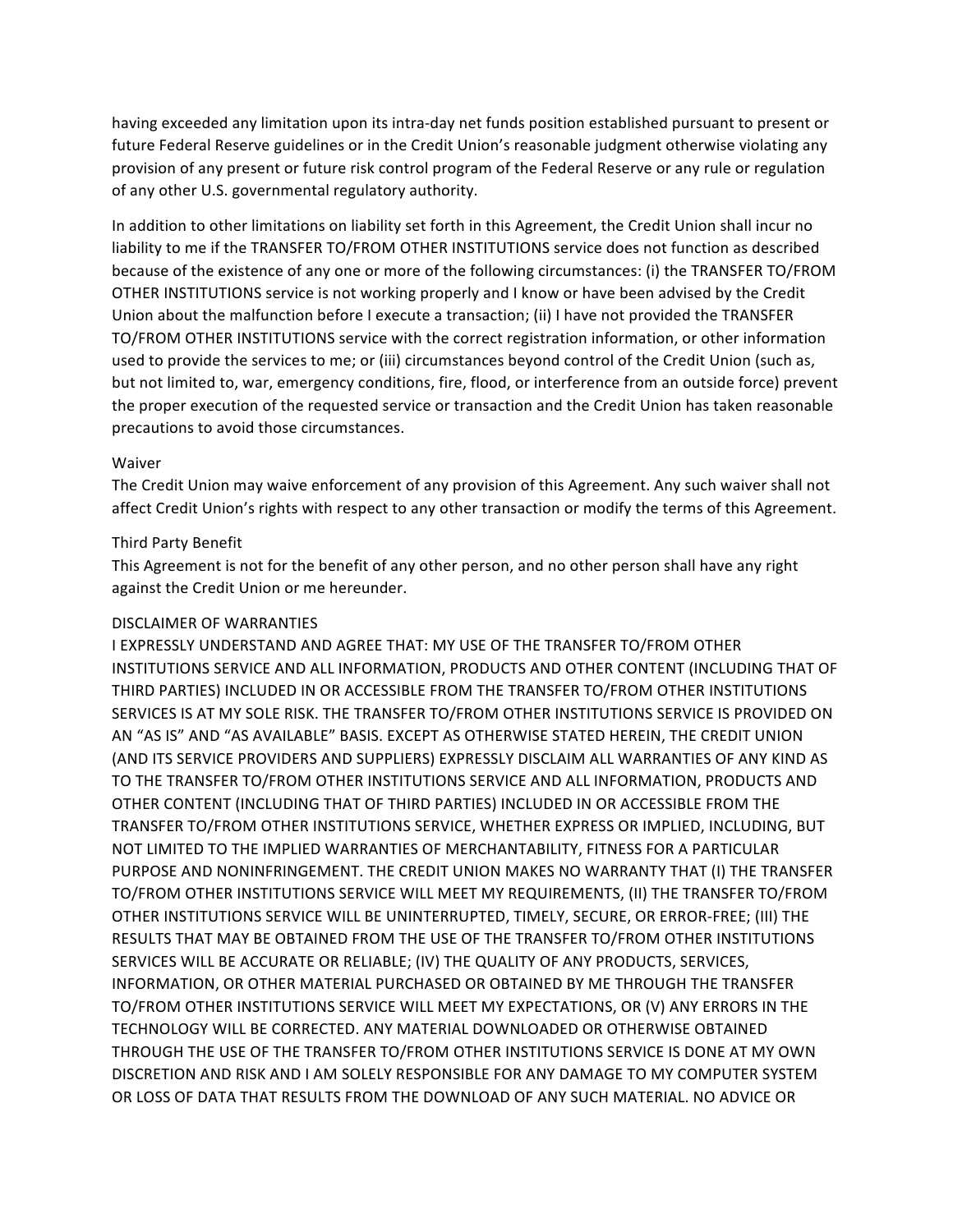having exceeded any limitation upon its intra-day net funds position established pursuant to present or future Federal Reserve guidelines or in the Credit Union's reasonable judgment otherwise violating any provision of any present or future risk control program of the Federal Reserve or any rule or regulation of any other U.S. governmental regulatory authority.

In addition to other limitations on liability set forth in this Agreement, the Credit Union shall incur no liability to me if the TRANSFER TO/FROM OTHER INSTITUTIONS service does not function as described because of the existence of any one or more of the following circumstances: (i) the TRANSFER TO/FROM OTHER INSTITUTIONS service is not working properly and I know or have been advised by the Credit Union about the malfunction before I execute a transaction; (ii) I have not provided the TRANSFER TO/FROM OTHER INSTITUTIONS service with the correct registration information, or other information used to provide the services to me; or (iii) circumstances beyond control of the Credit Union (such as, but not limited to, war, emergency conditions, fire, flood, or interference from an outside force) prevent the proper execution of the requested service or transaction and the Credit Union has taken reasonable precautions to avoid those circumstances.

### Waiver

The Credit Union may waive enforcement of any provision of this Agreement. Any such waiver shall not affect Credit Union's rights with respect to any other transaction or modify the terms of this Agreement.

### Third Party Benefit

This Agreement is not for the benefit of any other person, and no other person shall have any right against the Credit Union or me hereunder.

### DISCLAIMER OF WARRANTIES

I EXPRESSLY UNDERSTAND AND AGREE THAT: MY USE OF THE TRANSFER TO/FROM OTHER INSTITUTIONS SERVICE AND ALL INFORMATION, PRODUCTS AND OTHER CONTENT (INCLUDING THAT OF THIRD PARTIES) INCLUDED IN OR ACCESSIBLE FROM THE TRANSFER TO/FROM OTHER INSTITUTIONS SERVICES IS AT MY SOLE RISK. THE TRANSFER TO/FROM OTHER INSTITUTIONS SERVICE IS PROVIDED ON AN "AS IS" AND "AS AVAILABLE" BASIS. EXCEPT AS OTHERWISE STATED HEREIN, THE CREDIT UNION (AND ITS SERVICE PROVIDERS AND SUPPLIERS) EXPRESSLY DISCLAIM ALL WARRANTIES OF ANY KIND AS TO THE TRANSFER TO/FROM OTHER INSTITUTIONS SERVICE AND ALL INFORMATION, PRODUCTS AND OTHER CONTENT (INCLUDING THAT OF THIRD PARTIES) INCLUDED IN OR ACCESSIBLE FROM THE TRANSFER TO/FROM OTHER INSTITUTIONS SERVICE, WHETHER EXPRESS OR IMPLIED, INCLUDING, BUT NOT LIMITED TO THE IMPLIED WARRANTIES OF MERCHANTABILITY, FITNESS FOR A PARTICULAR PURPOSE AND NONINFRINGEMENT. THE CREDIT UNION MAKES NO WARRANTY THAT (I) THE TRANSFER TO/FROM OTHER INSTITUTIONS SERVICE WILL MEET MY REQUIREMENTS, (II) THE TRANSFER TO/FROM OTHER INSTITUTIONS SERVICE WILL BE UNINTERRUPTED, TIMELY, SECURE, OR ERROR-FREE; (III) THE RESULTS THAT MAY BE OBTAINED FROM THE USE OF THE TRANSFER TO/FROM OTHER INSTITUTIONS SERVICES WILL BE ACCURATE OR RELIABLE; (IV) THE QUALITY OF ANY PRODUCTS, SERVICES, INFORMATION, OR OTHER MATERIAL PURCHASED OR OBTAINED BY ME THROUGH THE TRANSFER TO/FROM OTHER INSTITUTIONS SERVICE WILL MEET MY EXPECTATIONS, OR (V) ANY ERRORS IN THE TECHNOLOGY WILL BE CORRECTED. ANY MATERIAL DOWNLOADED OR OTHERWISE OBTAINED THROUGH THE USE OF THE TRANSFER TO/FROM OTHER INSTITUTIONS SERVICE IS DONE AT MY OWN DISCRETION AND RISK AND I AM SOLELY RESPONSIBLE FOR ANY DAMAGE TO MY COMPUTER SYSTEM OR LOSS OF DATA THAT RESULTS FROM THE DOWNLOAD OF ANY SUCH MATERIAL. NO ADVICE OR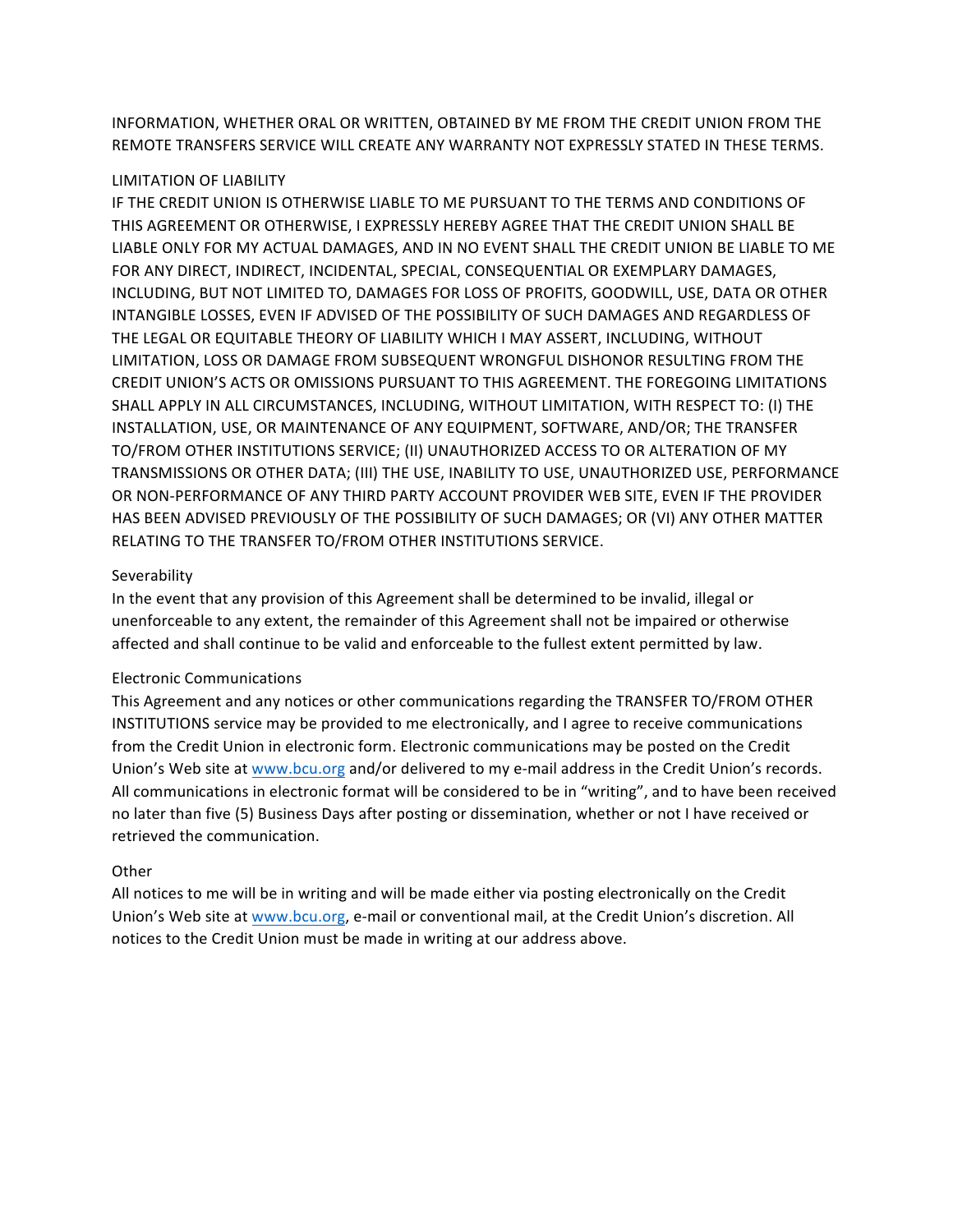INFORMATION, WHETHER ORAL OR WRITTEN, OBTAINED BY ME FROM THE CREDIT UNION FROM THE REMOTE TRANSFERS SERVICE WILL CREATE ANY WARRANTY NOT EXPRESSLY STATED IN THESE TERMS.

LIMITATION OF LIABILITY

IF THE CREDIT UNION IS OTHERWISE LIABLE TO ME PURSUANT TO THE TERMS AND CONDITIONS OF THIS AGREEMENT OR OTHERWISE, I EXPRESSLY HEREBY AGREE THAT THE CREDIT UNION SHALL BE LIABLE ONLY FOR MY ACTUAL DAMAGES, AND IN NO EVENT SHALL THE CREDIT UNION BE LIABLE TO ME FOR ANY DIRECT, INDIRECT, INCIDENTAL, SPECIAL, CONSEQUENTIAL OR EXEMPLARY DAMAGES, INCLUDING, BUT NOT LIMITED TO, DAMAGES FOR LOSS OF PROFITS, GOODWILL, USE, DATA OR OTHER INTANGIBLE LOSSES, EVEN IF ADVISED OF THE POSSIBILITY OF SUCH DAMAGES AND REGARDLESS OF THE LEGAL OR EQUITABLE THEORY OF LIABILITY WHICH I MAY ASSERT, INCLUDING, WITHOUT LIMITATION, LOSS OR DAMAGE FROM SUBSEQUENT WRONGFUL DISHONOR RESULTING FROM THE CREDIT UNION'S ACTS OR OMISSIONS PURSUANT TO THIS AGREEMENT. THE FOREGOING LIMITATIONS SHALL APPLY IN ALL CIRCUMSTANCES, INCLUDING, WITHOUT LIMITATION, WITH RESPECT TO: (I) THE INSTALLATION, USE, OR MAINTENANCE OF ANY EQUIPMENT, SOFTWARE, AND/OR; THE TRANSFER TO/FROM OTHER INSTITUTIONS SERVICE; (II) UNAUTHORIZED ACCESS TO OR ALTERATION OF MY TRANSMISSIONS OR OTHER DATA; (III) THE USE, INABILITY TO USE, UNAUTHORIZED USE, PERFORMANCE OR NON-PERFORMANCE OF ANY THIRD PARTY ACCOUNT PROVIDER WEB SITE, EVEN IF THE PROVIDER HAS BEEN ADVISED PREVIOUSLY OF THE POSSIBILITY OF SUCH DAMAGES; OR (VI) ANY OTHER MATTER RELATING TO THE TRANSFER TO/FROM OTHER INSTITUTIONS SERVICE.

Severability

In the event that any provision of this Agreement shall be determined to be invalid, illegal or unenforceable to any extent, the remainder of this Agreement shall not be impaired or otherwise affected and shall continue to be valid and enforceable to the fullest extent permitted by law.

Electronic Communications

This Agreement and any notices or other communications regarding the TRANSFER TO/FROM OTHER INSTITUTIONS service may be provided to me electronically, and I agree to receive communications from the Credit Union in electronic form. Electronic communications may be posted on the Credit Union's Web site at www.bcu.org and/or delivered to my e-mail address in the Credit Union's records. All communications in electronic format will be considered to be in "writing", and to have been received no later than five (5) Business Days after posting or dissemination, whether or not I have received or retrieved the communication.

Other

All notices to me will be in writing and will be made either via posting electronically on the Credit Union's Web site at www.bcu.org, e-mail or conventional mail, at the Credit Union's discretion. All notices to the Credit Union must be made in writing at our address above.